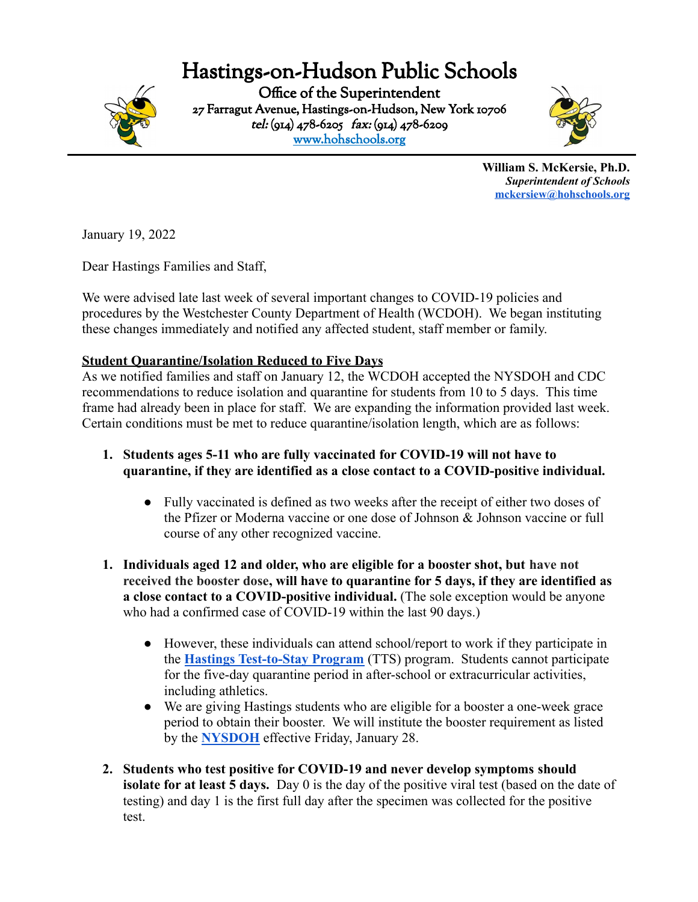# Hastings-on-Hudson Public Schools

Office of the Superintendent
27 Farragut Avenue, Hastings-on-Hudson, New York 10706
*tel:* (914) 478-6205 *fax:* (914) 478-6209
[www.hohschools.org](http://www.hohschools.org)

**William S. McKersie, Ph.D.**
***Superintendent of Schools***
**[mckersiew@hohschools.org](mailto:mckersiew@hohschools.org)**

January 19, 2022

Dear Hastings Families and Staff,

We were advised late last week of several important changes to COVID-19 policies and procedures by the Westchester County Department of Health (WCDOH). We began instituting these changes immediately and notified any affected student, staff member or family.

**Student Quarantine/Isolation Reduced to Five Days**

As we notified families and staff on January 12, the WCDOH accepted the NYSDOH and CDC recommendations to reduce isolation and quarantine for students from 10 to 5 days. This time frame had already been in place for staff. We are expanding the information provided last week. Certain conditions must be met to reduce quarantine/isolation length, which are as follows:

1. **Students ages 5-11 who are fully vaccinated for COVID-19 will not have to quarantine, if they are identified as a close contact to a COVID-positive individual.**
   - Fully vaccinated is defined as two weeks after the receipt of either two doses of the Pfizer or Moderna vaccine or one dose of Johnson & Johnson vaccine or full course of any other recognized vaccine.

1. **Individuals aged 12 and older, who are eligible for a booster shot, but have not received the booster dose, will have to quarantine for 5 days, if they are identified as a close contact to a COVID-positive individual.** (The sole exception would be anyone who had a confirmed case of COVID-19 within the last 90 days.)
   - However, these individuals can attend school/report to work if they participate in the **[Hastings Test-to-Stay Program](#)** (TTS) program. Students cannot participate for the five-day quarantine period in after-school or extracurricular activities, including athletics.
   - We are giving Hastings students who are eligible for a booster a one-week grace period to obtain their booster. We will institute the booster requirement as listed by the **[NYSDOH](#)** effective Friday, January 28.

2. **Students who test positive for COVID-19 and never develop symptoms should isolate for at least 5 days.** Day 0 is the day of the positive viral test (based on the date of testing) and day 1 is the first full day after the specimen was collected for the positive test.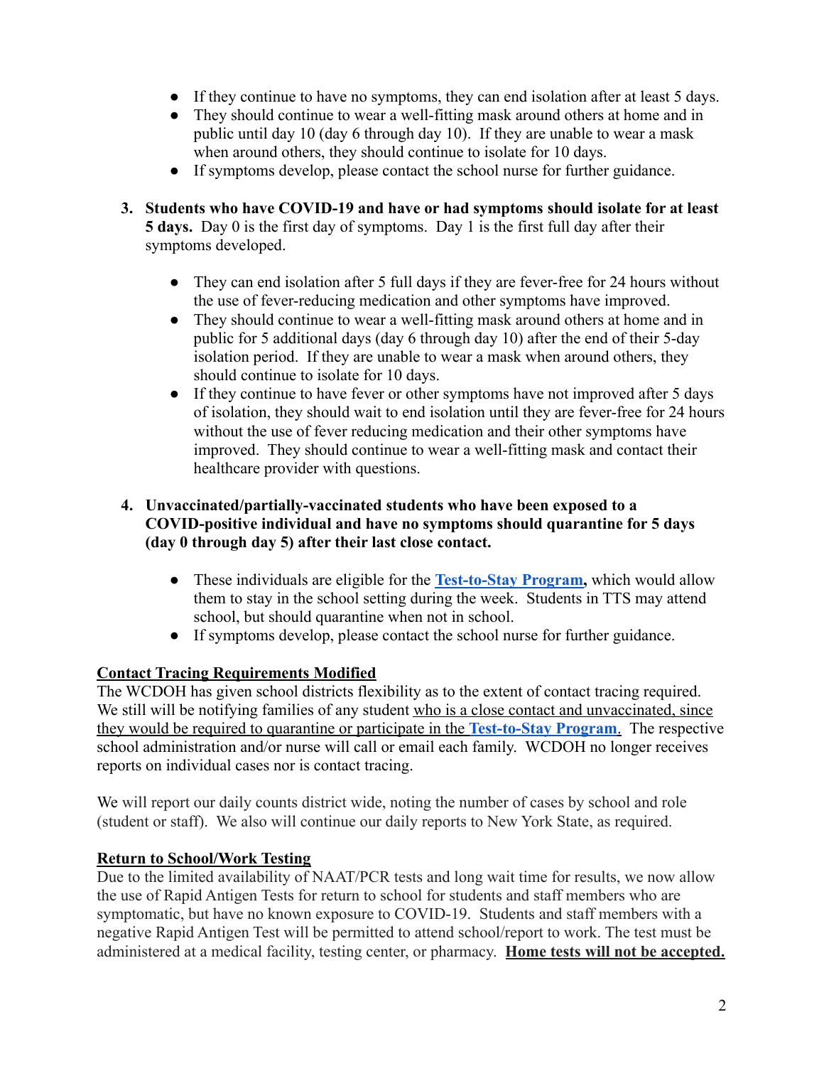- If they continue to have no symptoms, they can end isolation after at least 5 days.
- They should continue to wear a well-fitting mask around others at home and in public until day 10 (day 6 through day 10). If they are unable to wear a mask when around others, they should continue to isolate for 10 days.
- If symptoms develop, please contact the school nurse for further guidance.

3. **Students who have COVID-19 and have or had symptoms should isolate for at least 5 days.** Day 0 is the first day of symptoms. Day 1 is the first full day after their symptoms developed.

    - They can end isolation after 5 full days if they are fever-free for 24 hours without the use of fever-reducing medication and other symptoms have improved.
    - They should continue to wear a well-fitting mask around others at home and in public for 5 additional days (day 6 through day 10) after the end of their 5-day isolation period. If they are unable to wear a mask when around others, they should continue to isolate for 10 days.
    - If they continue to have fever or other symptoms have not improved after 5 days of isolation, they should wait to end isolation until they are fever-free for 24 hours without the use of fever reducing medication and their other symptoms have improved. They should continue to wear a well-fitting mask and contact their healthcare provider with questions.

4. **Unvaccinated/partially-vaccinated students who have been exposed to a COVID-positive individual and have no symptoms should quarantine for 5 days (day 0 through day 5) after their last close contact.**

    - These individuals are eligible for the **Test-to-Stay Program,** which would allow them to stay in the school setting during the week. Students in TTS may attend school, but should quarantine when not in school.
    - If symptoms develop, please contact the school nurse for further guidance.

**Contact Tracing Requirements Modified**

The WCDOH has given school districts flexibility as to the extent of contact tracing required. We still will be notifying families of any student who is a close contact and unvaccinated, since they would be required to quarantine or participate in the **Test-to-Stay Program**. The respective school administration and/or nurse will call or email each family. WCDOH no longer receives reports on individual cases nor is contact tracing.

We will report our daily counts district wide, noting the number of cases by school and role (student or staff). We also will continue our daily reports to New York State, as required.

**Return to School/Work Testing**

Due to the limited availability of NAAT/PCR tests and long wait time for results, we now allow the use of Rapid Antigen Tests for return to school for students and staff members who are symptomatic, but have no known exposure to COVID-19. Students and staff members with a negative Rapid Antigen Test will be permitted to attend school/report to work. The test must be administered at a medical facility, testing center, or pharmacy. **Home tests will not be accepted.**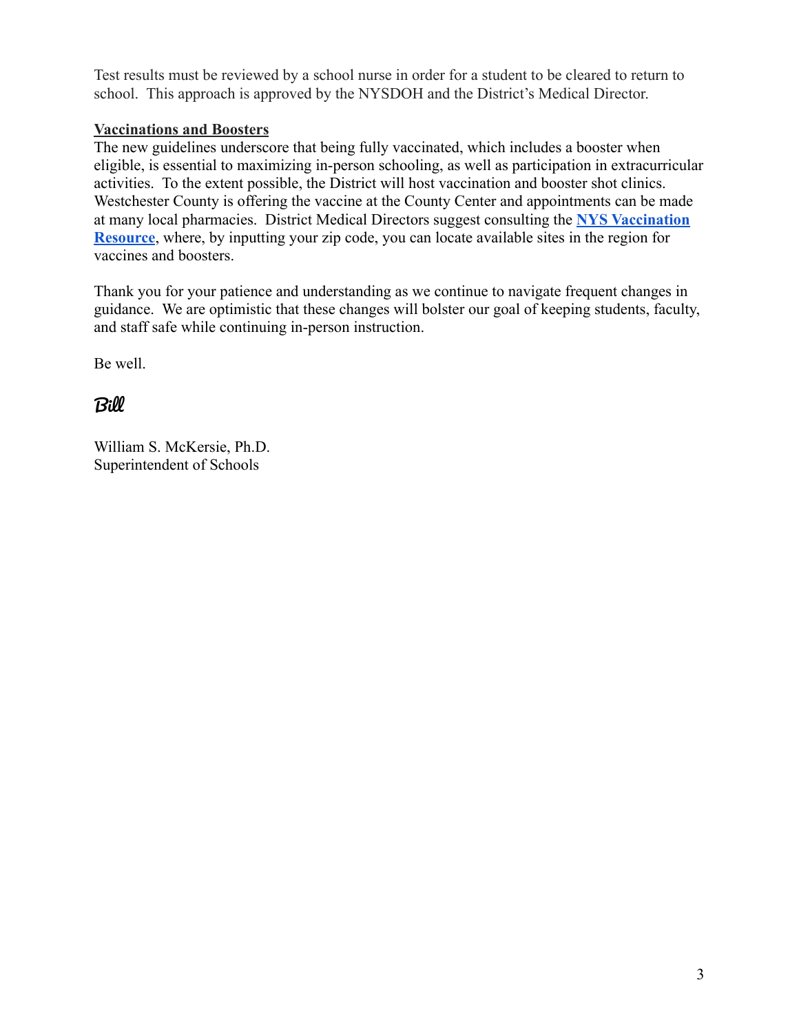Test results must be reviewed by a school nurse in order for a student to be cleared to return to school. This approach is approved by the NYSDOH and the District's Medical Director.

**Vaccinations and Boosters**

The new guidelines underscore that being fully vaccinated, which includes a booster when eligible, is essential to maximizing in-person schooling, as well as participation in extracurricular activities. To the extent possible, the District will host vaccination and booster shot clinics. Westchester County is offering the vaccine at the County Center and appointments can be made at many local pharmacies. District Medical Directors suggest consulting the **NYS Vaccination Resource**, where, by inputting your zip code, you can locate available sites in the region for vaccines and boosters.

Thank you for your patience and understanding as we continue to navigate frequent changes in guidance. We are optimistic that these changes will bolster our goal of keeping students, faculty, and staff safe while continuing in-person instruction.

Be well.

*Bill*

William S. McKersie, Ph.D.
Superintendent of Schools